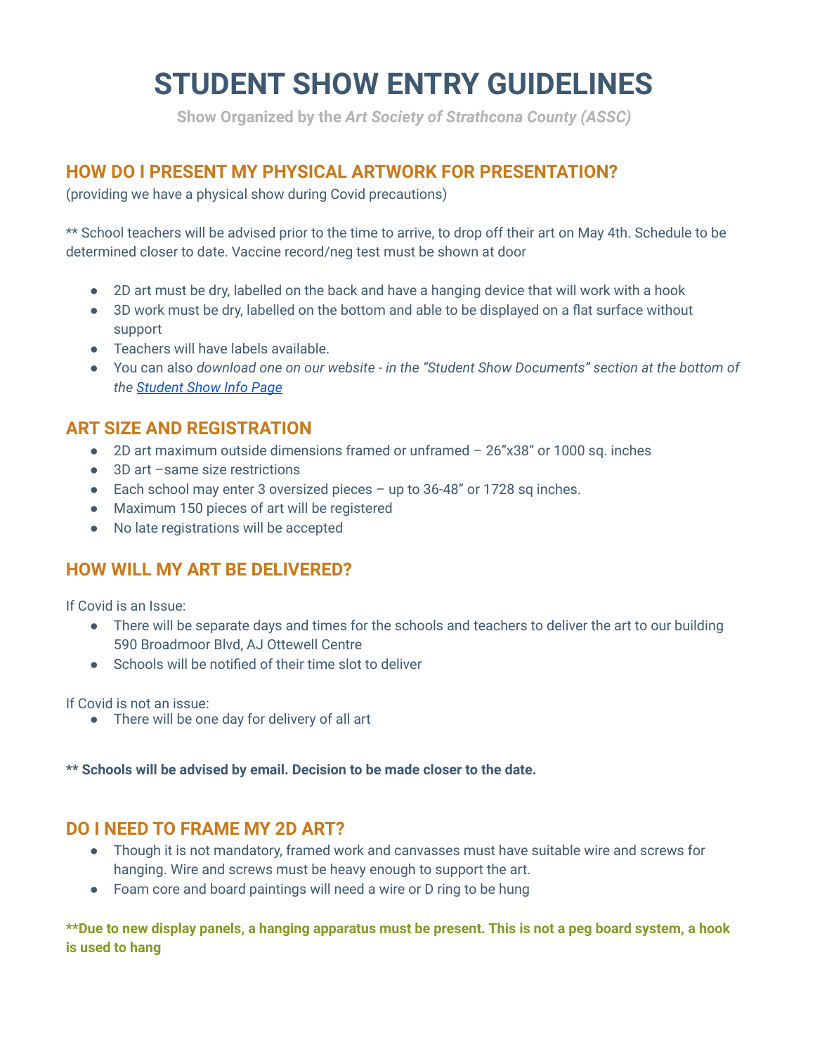# STUDENT SHOW ENTRY GUIDELINES

**Show Organized by the *Art Society of Strathcona County (ASSC)***

## HOW DO I PRESENT MY PHYSICAL ARTWORK FOR PRESENTATION?

(providing we have a physical show during Covid precautions)

** School teachers will be advised prior to the time to arrive, to drop off their art on May 4th. Schedule to be determined closer to date. Vaccine record/neg test must be shown at door

- 2D art must be dry, labelled on the back and have a hanging device that will work with a hook
- 3D work must be dry, labelled on the bottom and able to be displayed on a flat surface without support
- Teachers will have labels available.
- You can also *download one on our website - in the "Student Show Documents" section at the bottom of the [Student Show Info Page]*

## ART SIZE AND REGISTRATION

- 2D art maximum outside dimensions framed or unframed – 26"x38" or 1000 sq. inches
- 3D art –same size restrictions
- Each school may enter 3 oversized pieces – up to 36-48" or 1728 sq inches.
- Maximum 150 pieces of art will be registered
- No late registrations will be accepted

## HOW WILL MY ART BE DELIVERED?

If Covid is an Issue:

- There will be separate days and times for the schools and teachers to deliver the art to our building 590 Broadmoor Blvd, AJ Ottewell Centre
- Schools will be notified of their time slot to deliver

If Covid is not an issue:

- There will be one day for delivery of all art

**** Schools will be advised by email. Decision to be made closer to the date.**

## DO I NEED TO FRAME MY 2D ART?

- Though it is not mandatory, framed work and canvasses must have suitable wire and screws for hanging. Wire and screws must be heavy enough to support the art.
- Foam core and board paintings will need a wire or D ring to be hung

****Due to new display panels, a hanging apparatus must be present. This is not a peg board system, a hook is used to hang**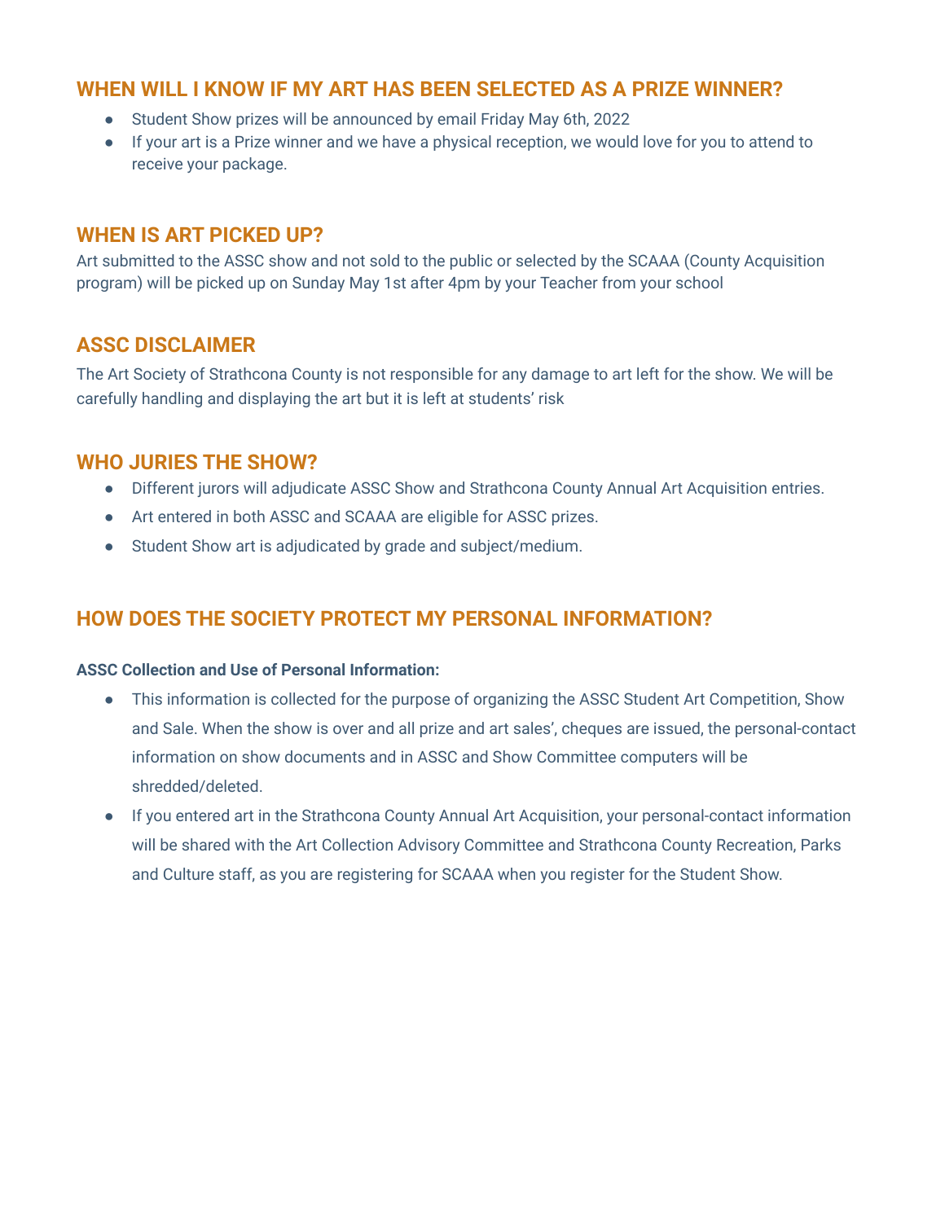## WHEN WILL I KNOW IF MY ART HAS BEEN SELECTED AS A PRIZE WINNER?

- Student Show prizes will be announced by email Friday May 6th, 2022
- If your art is a Prize winner and we have a physical reception, we would love for you to attend to receive your package.

## WHEN IS ART PICKED UP?

Art submitted to the ASSC show and not sold to the public or selected by the SCAAA (County Acquisition program) will be picked up on Sunday May 1st after 4pm by your Teacher from your school

## ASSC DISCLAIMER

The Art Society of Strathcona County is not responsible for any damage to art left for the show. We will be carefully handling and displaying the art but it is left at students' risk

## WHO JURIES THE SHOW?

- Different jurors will adjudicate ASSC Show and Strathcona County Annual Art Acquisition entries.
- Art entered in both ASSC and SCAAA are eligible for ASSC prizes.
- Student Show art is adjudicated by grade and subject/medium.

## HOW DOES THE SOCIETY PROTECT MY PERSONAL INFORMATION?

**ASSC Collection and Use of Personal Information:**

- This information is collected for the purpose of organizing the ASSC Student Art Competition, Show and Sale. When the show is over and all prize and art sales', cheques are issued, the personal-contact information on show documents and in ASSC and Show Committee computers will be shredded/deleted.
- If you entered art in the Strathcona County Annual Art Acquisition, your personal-contact information will be shared with the Art Collection Advisory Committee and Strathcona County Recreation, Parks and Culture staff, as you are registering for SCAAA when you register for the Student Show.